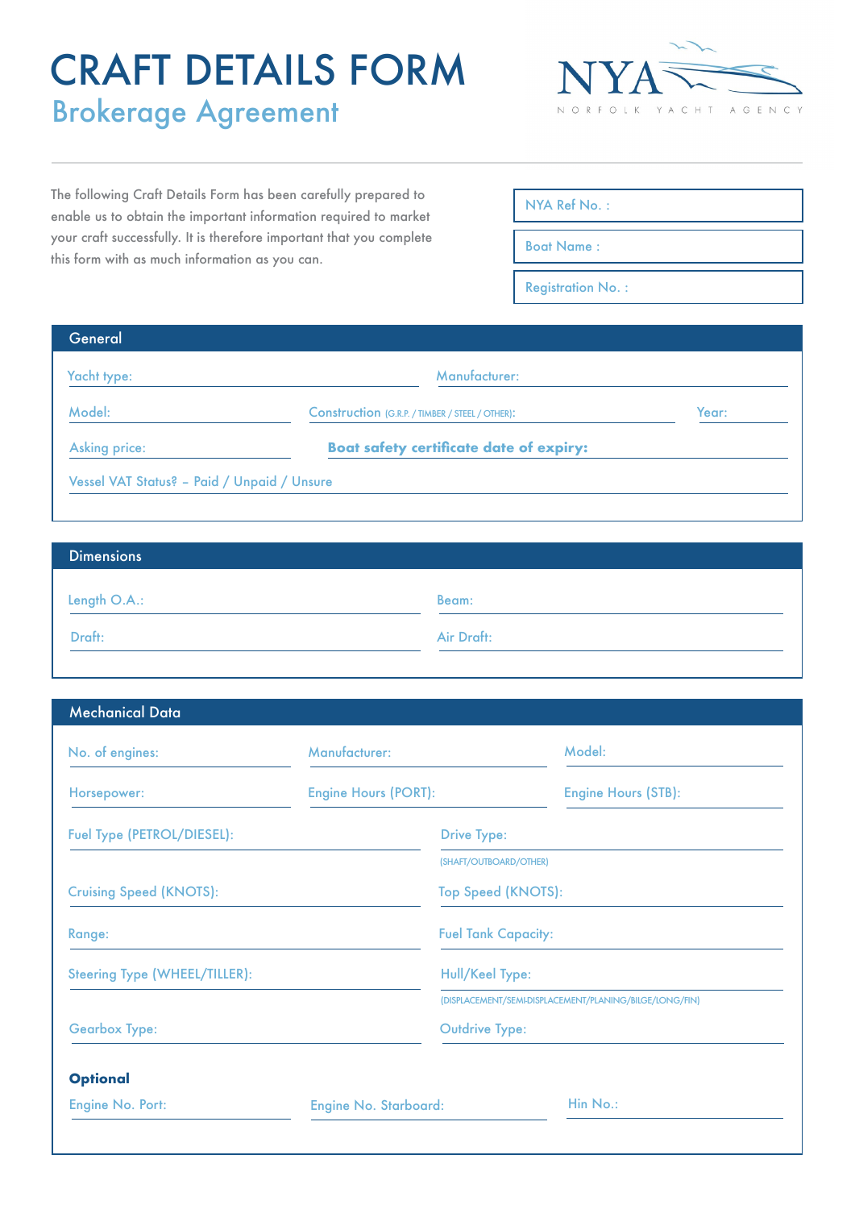# CRAFT DETAILS FORM

## Brokerage Agreement

NYA
NORFOLK YACHT AGENCY

The following Craft Details Form has been carefully prepared to enable us to obtain the important information required to market your craft successfully. It is therefore important that you complete this form with as much information as you can.

NYA Ref No. :

Boat Name :

Registration No. :

## General

Yacht type:

Manufacturer:

Model:

Construction (G.R.P. / TIMBER / STEEL / OTHER):

Year:

Asking price:

**Boat safety certificate date of expiry:**

Vessel VAT Status? – Paid / Unpaid / Unsure

## Dimensions

Length O.A.:

Beam:

Draft:

Air Draft:

## Mechanical Data

No. of engines:

Manufacturer:

Model:

Horsepower:

Engine Hours (PORT):

Engine Hours (STB):

Fuel Type (PETROL/DIESEL):

Drive Type:
(SHAFT/OUTBOARD/OTHER)

Cruising Speed (KNOTS):

Top Speed (KNOTS):

Range:

Fuel Tank Capacity:

Steering Type (WHEEL/TILLER):

Hull/Keel Type:
(DISPLACEMENT/SEMI-DISPLACEMENT/PLANING/BILGE/LONG/FIN)

Gearbox Type:

Outdrive Type:

**Optional**

Engine No. Port:

Engine No. Starboard:

Hin No.: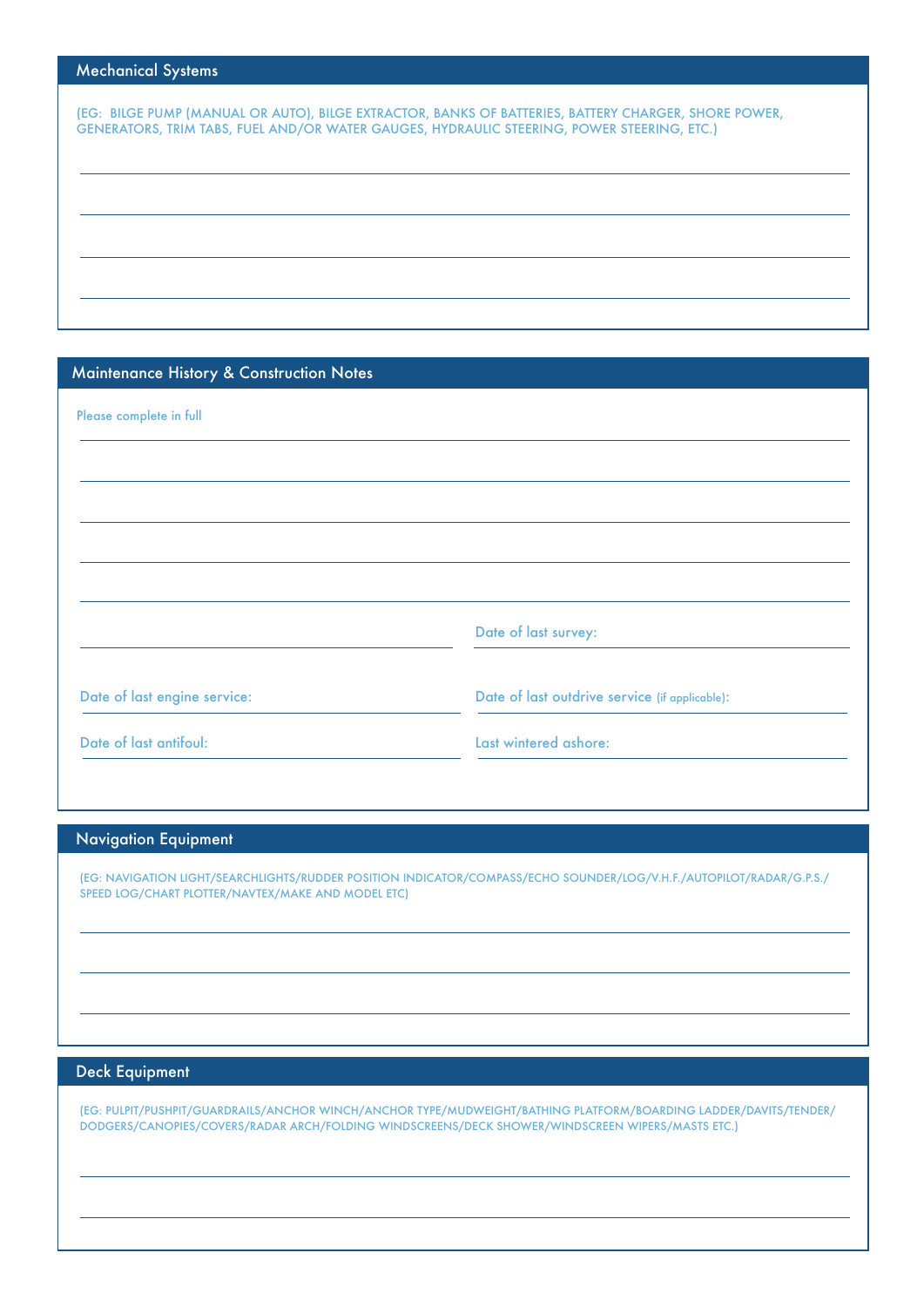## Mechanical Systems

(EG: BILGE PUMP (MANUAL OR AUTO), BILGE EXTRACTOR, BANKS OF BATTERIES, BATTERY CHARGER, SHORE POWER, GENERATORS, TRIM TABS, FUEL AND/OR WATER GAUGES, HYDRAULIC STEERING, POWER STEERING, ETC.)

## Maintenance History & Construction Notes

Please complete in full

Date of last survey:

Date of last engine service:

Date of last outdrive service (if applicable):

Date of last antifoul:

Last wintered ashore:

## Navigation Equipment

(EG: NAVIGATION LIGHT/SEARCHLIGHTS/RUDDER POSITION INDICATOR/COMPASS/ECHO SOUNDER/LOG/V.H.F./AUTOPILOT/RADAR/G.P.S./SPEED LOG/CHART PLOTTER/NAVTEX/MAKE AND MODEL ETC)

## Deck Equipment

(EG: PULPIT/PUSHPIT/GUARDRAILS/ANCHOR WINCH/ANCHOR TYPE/MUDWEIGHT/BATHING PLATFORM/BOARDING LADDER/DAVITS/TENDER/DODGERS/CANOPIES/COVERS/RADAR ARCH/FOLDING WINDSCREENS/DECK SHOWER/WINDSCREEN WIPERS/MASTS ETC.)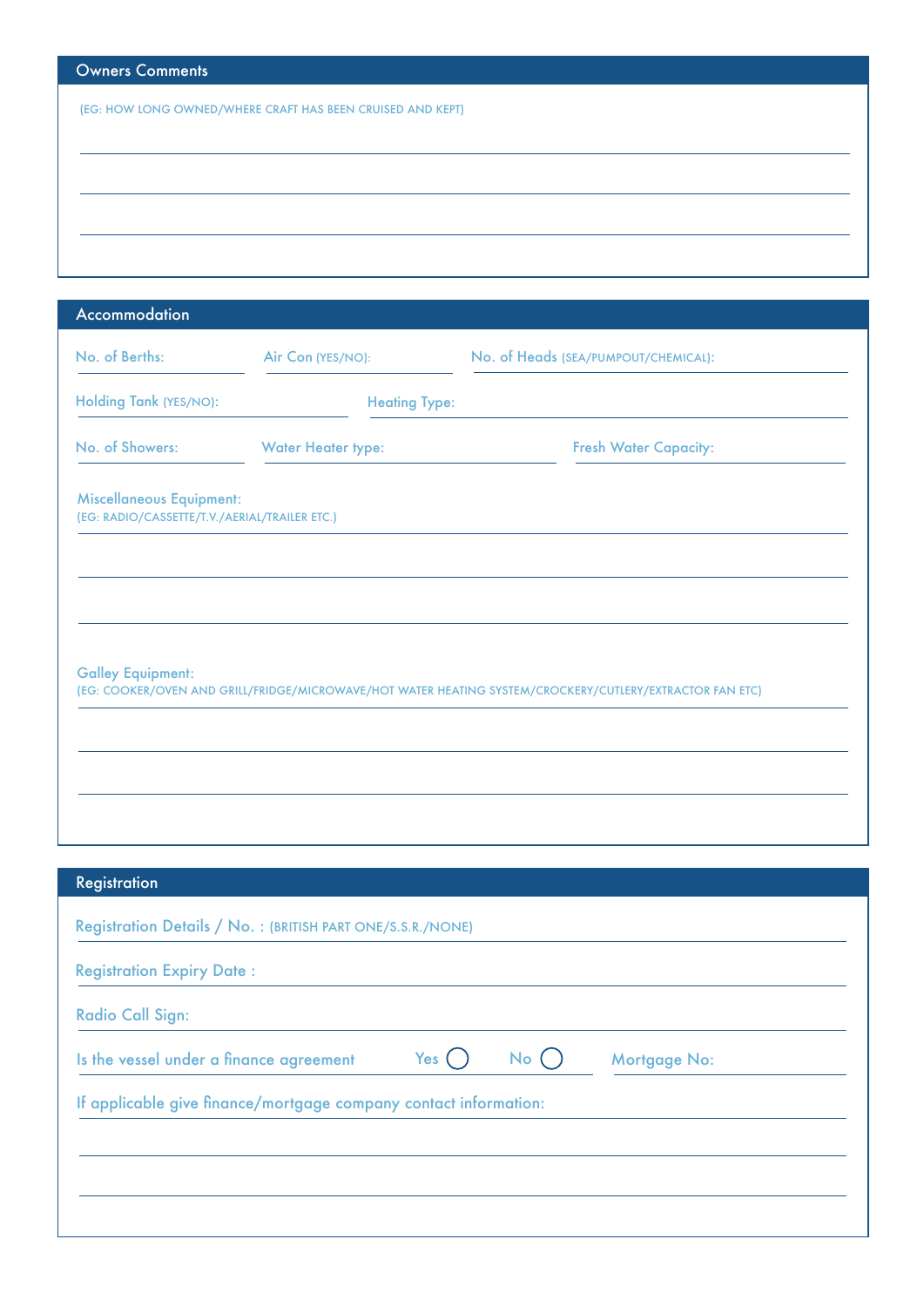## Owners Comments

(EG: HOW LONG OWNED/WHERE CRAFT HAS BEEN CRUISED AND KEPT)

## Accommodation

No. of Berths:

Air Con (YES/NO):

No. of Heads (SEA/PUMPOUT/CHEMICAL):

Holding Tank (YES/NO):

Heating Type:

No. of Showers:

Water Heater type:

Fresh Water Capacity:

Miscellaneous Equipment:
(EG: RADIO/CASSETTE/T.V./AERIAL/TRAILER ETC.)

Galley Equipment:
(EG: COOKER/OVEN AND GRILL/FRIDGE/MICROWAVE/HOT WATER HEATING SYSTEM/CROCKERY/CUTLERY/EXTRACTOR FAN ETC)

## Registration

Registration Details / No. : (BRITISH PART ONE/S.S.R./NONE)

Registration Expiry Date :

Radio Call Sign:

Is the vessel under a finance agreement Yes ◯ No ◯ Mortgage No:

If applicable give finance/mortgage company contact information: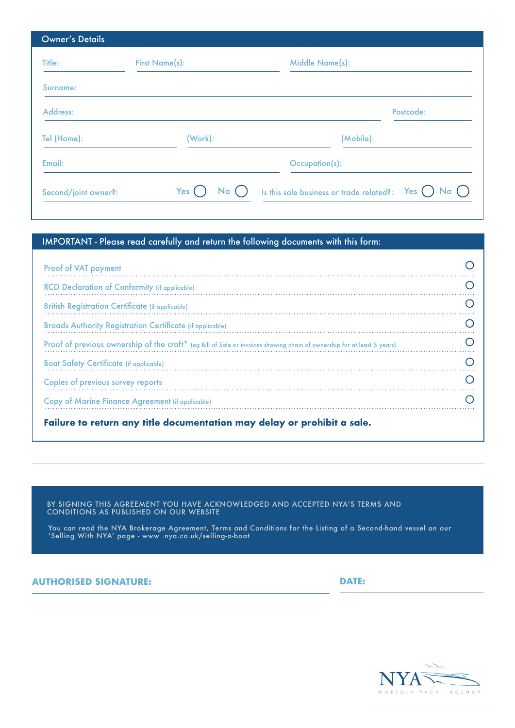## Owner's Details

Title: First Name(s): Middle Name(s):

Surname:

Address: Postcode:

Tel (Home): (Work): (Mobile):

Email: Occupation(s):

Second/joint owner?: Yes ◯ No ◯ Is this sale business or trade related?: Yes ◯ No ◯

## IMPORTANT - Please read carefully and return the following documents with this form:

- Proof of VAT payment ◯
- RCD Declaration of Conformity (if applicable) ◯
- British Registration Certificate (if applicable) ◯
- Broads Authority Registration Certificate (if applicable) ◯
- Proof of previous ownership of the craft* (eg Bill of Sale or invoices showing chain of ownership for at least 5 years) ◯
- Boat Safety Certificate (if applicable) ◯
- Copies of previous survey reports ◯
- Copy of Marine Finance Agreement (if applicable) ◯

**Failure to return any title documentation may delay or prohibit a sale.**

BY SIGNING THIS AGREEMENT YOU HAVE ACKNOWLEDGED AND ACCEPTED NYA'S TERMS AND CONDITIONS AS PUBLISHED ON OUR WEBSITE

You can read the NYA Brokerage Agreement, Terms and Conditions for the Listing of a Second-hand vessel on our 'Selling With NYA' page - www .nya.co.uk/selling-a-boat

**AUTHORISED SIGNATURE:** **DATE:**

NYA
NORFOLK YACHT AGENCY